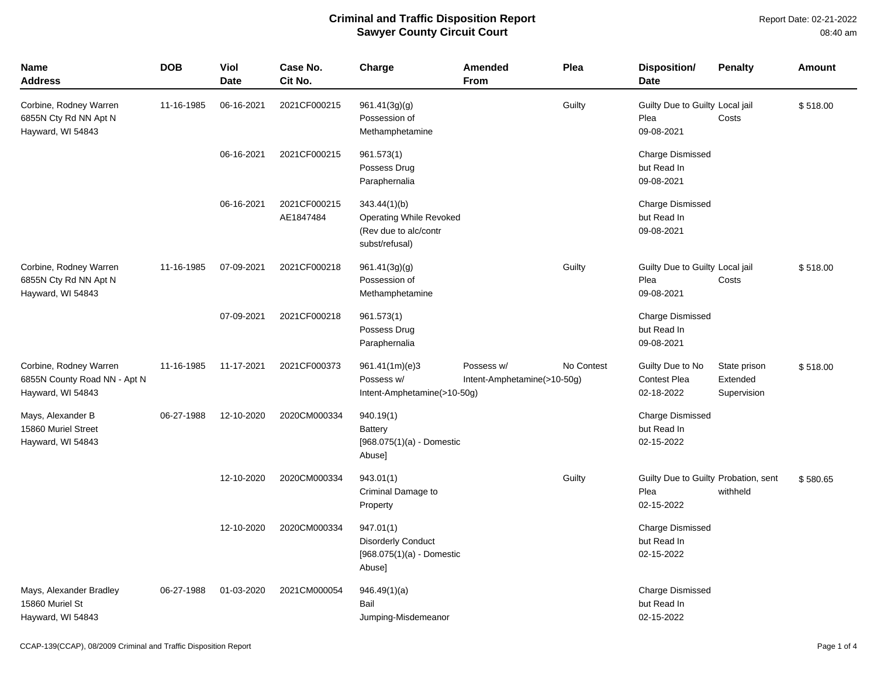# Criminal and Traffic Disposition Report
## Sawyer County Circuit Court

Report Date: 02-21-2022
08:40 am

| Name Address | DOB | Viol Date | Case No. Cit No. | Charge | Amended From | Plea | Disposition/ Date | Penalty | Amount |
|---|---|---|---|---|---|---|---|---|---|
| Corbine, Rodney Warren 6855N Cty Rd NN Apt N Hayward, WI 54843 | 11-16-1985 | 06-16-2021 | 2021CF000215 | 961.41(3g)(g) Possession of Methamphetamine | | Guilty | Guilty Due to Guilty Plea 09-08-2021 | Local jail Costs | $ 518.00 |
| | | 06-16-2021 | 2021CF000215 | 961.573(1) Possess Drug Paraphernalia | | | Charge Dismissed but Read In 09-08-2021 | | |
| | | 06-16-2021 | 2021CF000215 AE1847484 | 343.44(1)(b) Operating While Revoked (Rev due to alc/contr subst/refusal) | | | Charge Dismissed but Read In 09-08-2021 | | |
| Corbine, Rodney Warren 6855N Cty Rd NN Apt N Hayward, WI 54843 | 11-16-1985 | 07-09-2021 | 2021CF000218 | 961.41(3g)(g) Possession of Methamphetamine | | Guilty | Guilty Due to Guilty Plea 09-08-2021 | Local jail Costs | $ 518.00 |
| | | 07-09-2021 | 2021CF000218 | 961.573(1) Possess Drug Paraphernalia | | | Charge Dismissed but Read In 09-08-2021 | | |
| Corbine, Rodney Warren 6855N County Road NN - Apt N Hayward, WI 54843 | 11-16-1985 | 11-17-2021 | 2021CF000373 | 961.41(1m)(e)3 Possess w/ Intent-Amphetamine(>10-50g) | Possess w/ Intent-Amphetamine(>10-50g) | No Contest | Guilty Due to No Contest Plea 02-18-2022 | State prison Extended Supervision | $ 518.00 |
| Mays, Alexander B 15860 Muriel Street Hayward, WI 54843 | 06-27-1988 | 12-10-2020 | 2020CM000334 | 940.19(1) Battery [968.075(1)(a) - Domestic Abuse] | | | Charge Dismissed but Read In 02-15-2022 | | |
| | | 12-10-2020 | 2020CM000334 | 943.01(1) Criminal Damage to Property | | Guilty | Guilty Due to Guilty Plea 02-15-2022 | Probation, sent withheld | $ 580.65 |
| | | 12-10-2020 | 2020CM000334 | 947.01(1) Disorderly Conduct [968.075(1)(a) - Domestic Abuse] | | | Charge Dismissed but Read In 02-15-2022 | | |
| Mays, Alexander Bradley 15860 Muriel St Hayward, WI 54843 | 06-27-1988 | 01-03-2020 | 2021CM000054 | 946.49(1)(a) Bail Jumping-Misdemeanor | | | Charge Dismissed but Read In 02-15-2022 | | |

CCAP-139(CCAP), 08/2009 Criminal and Traffic Disposition Report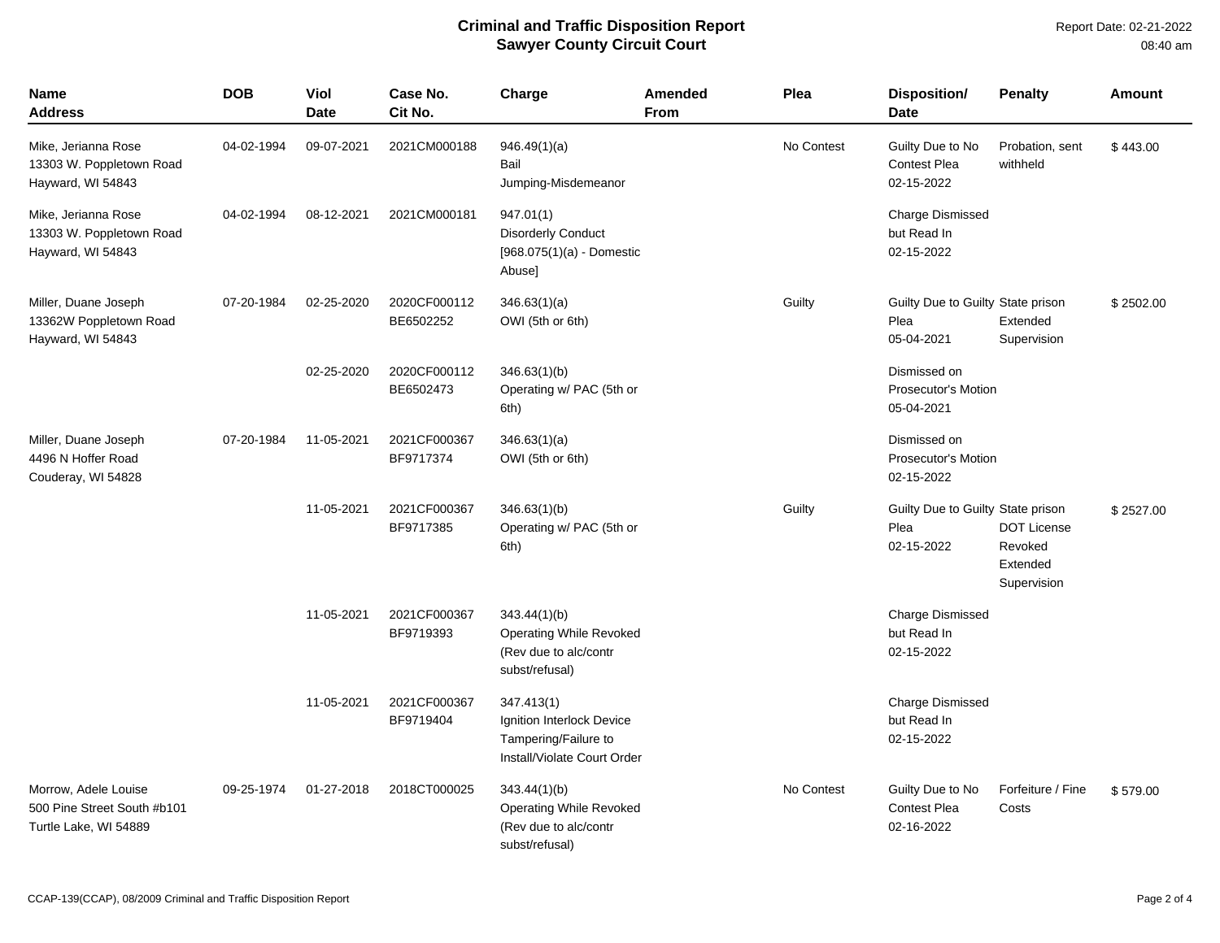# Criminal and Traffic Disposition Report
## Sawyer County Circuit Court

Report Date: 02-21-2022
08:40 am

| Name<br>Address | DOB | Viol Date | Case No.<br>Cit No. | Charge | Amended From | Plea | Disposition/<br>Date | Penalty | Amount |
|---|---|---|---|---|---|---|---|---|---|
| Mike, Jerianna Rose<br>13303 W. Poppletown Road<br>Hayward, WI 54843 | 04-02-1994 | 09-07-2021 | 2021CM000188 | 946.49(1)(a)<br>Bail Jumping-Misdemeanor | | No Contest | Guilty Due to No Contest Plea<br>02-15-2022 | Probation, sent withheld | $ 443.00 |
| Mike, Jerianna Rose<br>13303 W. Poppletown Road<br>Hayward, WI 54843 | 04-02-1994 | 08-12-2021 | 2021CM000181 | 947.01(1)<br>Disorderly Conduct<br>[968.075(1)(a) - Domestic Abuse] | | | Charge Dismissed but Read In<br>02-15-2022 | | |
| Miller, Duane Joseph<br>13362W Poppletown Road<br>Hayward, WI 54843 | 07-20-1984 | 02-25-2020 | 2020CF000112<br>BE6502252 | 346.63(1)(a)<br>OWI (5th or 6th) | | Guilty | Guilty Due to Guilty Plea<br>05-04-2021 | State prison<br>Extended Supervision | $ 2502.00 |
| | | 02-25-2020 | 2020CF000112<br>BE6502473 | 346.63(1)(b)<br>Operating w/ PAC (5th or 6th) | | | Dismissed on Prosecutor's Motion<br>05-04-2021 | | |
| Miller, Duane Joseph<br>4496 N Hoffer Road<br>Couderay, WI 54828 | 07-20-1984 | 11-05-2021 | 2021CF000367<br>BF9717374 | 346.63(1)(a)<br>OWI (5th or 6th) | | | Dismissed on Prosecutor's Motion<br>02-15-2022 | | |
| | | 11-05-2021 | 2021CF000367<br>BF9717385 | 346.63(1)(b)<br>Operating w/ PAC (5th or 6th) | | Guilty | Guilty Due to Guilty Plea<br>02-15-2022 | State prison<br>DOT License Revoked<br>Extended Supervision | $ 2527.00 |
| | | 11-05-2021 | 2021CF000367<br>BF9719393 | 343.44(1)(b)<br>Operating While Revoked (Rev due to alc/contr subst/refusal) | | | Charge Dismissed but Read In<br>02-15-2022 | | |
| | | 11-05-2021 | 2021CF000367<br>BF9719404 | 347.413(1)<br>Ignition Interlock Device Tampering/Failure to Install/Violate Court Order | | | Charge Dismissed but Read In<br>02-15-2022 | | |
| Morrow, Adele Louise<br>500 Pine Street South #b101<br>Turtle Lake, WI 54889 | 09-25-1974 | 01-27-2018 | 2018CT000025 | 343.44(1)(b)<br>Operating While Revoked (Rev due to alc/contr subst/refusal) | | No Contest | Guilty Due to No Contest Plea<br>02-16-2022 | Forfeiture / Fine Costs | $ 579.00 |

CCAP-139(CCAP), 08/2009 Criminal and Traffic Disposition Report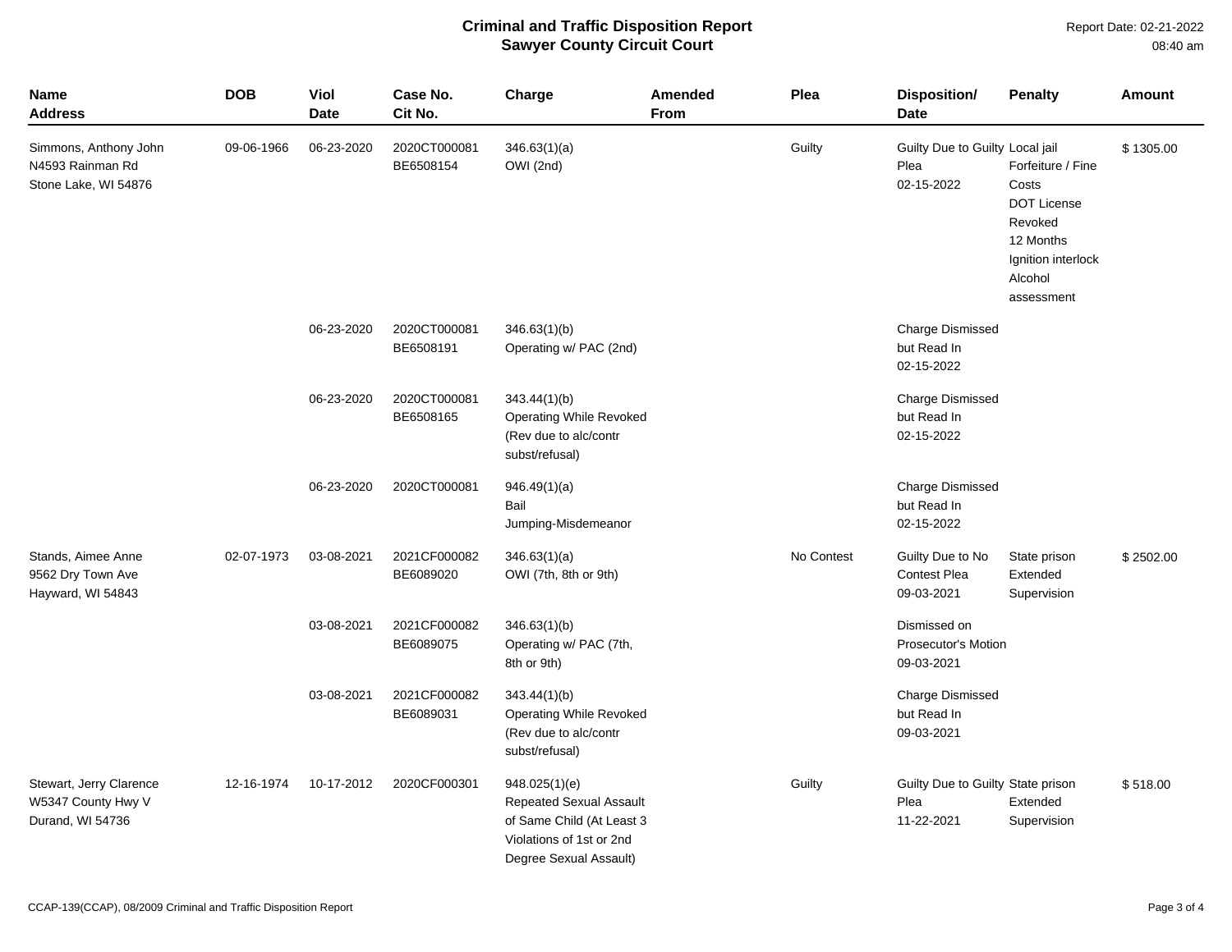**Criminal and Traffic Disposition Report**
**Sawyer County Circuit Court**

Report Date: 02-21-2022
08:40 am

| Name<br>Address | DOB | Viol<br>Date | Case No.<br>Cit No. | Charge | Amended<br>From | Plea | Disposition/<br>Date | Penalty | Amount |
|---|---|---|---|---|---|---|---|---|---|
| Simmons, Anthony John<br>N4593 Rainman Rd<br>Stone Lake, WI 54876 | 09-06-1966 | 06-23-2020 | 2020CT000081<br>BE6508154 | 346.63(1)(a)<br>OWI (2nd) | | Guilty | Guilty Due to Guilty Plea<br>02-15-2022 | Local jail<br>Forfeiture / Fine<br>Costs<br>DOT License Revoked<br>12 Months<br>Ignition interlock<br>Alcohol assessment | $ 1305.00 |
| | | 06-23-2020 | 2020CT000081<br>BE6508191 | 346.63(1)(b)<br>Operating w/ PAC (2nd) | | | Charge Dismissed but Read In<br>02-15-2022 | | |
| | | 06-23-2020 | 2020CT000081<br>BE6508165 | 343.44(1)(b)<br>Operating While Revoked (Rev due to alc/contr subst/refusal) | | | Charge Dismissed but Read In<br>02-15-2022 | | |
| | | 06-23-2020 | 2020CT000081 | 946.49(1)(a)<br>Bail Jumping-Misdemeanor | | | Charge Dismissed but Read In<br>02-15-2022 | | |
| Stands, Aimee Anne<br>9562 Dry Town Ave<br>Hayward, WI 54843 | 02-07-1973 | 03-08-2021 | 2021CF000082<br>BE6089020 | 346.63(1)(a)<br>OWI (7th, 8th or 9th) | | No Contest | Guilty Due to No Contest Plea<br>09-03-2021 | State prison<br>Extended Supervision | $ 2502.00 |
| | | 03-08-2021 | 2021CF000082<br>BE6089075 | 346.63(1)(b)<br>Operating w/ PAC (7th, 8th or 9th) | | | Dismissed on Prosecutor's Motion<br>09-03-2021 | | |
| | | 03-08-2021 | 2021CF000082<br>BE6089031 | 343.44(1)(b)<br>Operating While Revoked (Rev due to alc/contr subst/refusal) | | | Charge Dismissed but Read In<br>09-03-2021 | | |
| Stewart, Jerry Clarence<br>W5347 County Hwy V<br>Durand, WI 54736 | 12-16-1974 | 10-17-2012 | 2020CF000301 | 948.025(1)(e)<br>Repeated Sexual Assault of Same Child (At Least 3 Violations of 1st or 2nd Degree Sexual Assault) | | Guilty | Guilty Due to Guilty Plea<br>11-22-2021 | State prison<br>Extended Supervision | $ 518.00 |

CCAP-139(CCAP), 08/2009 Criminal and Traffic Disposition Report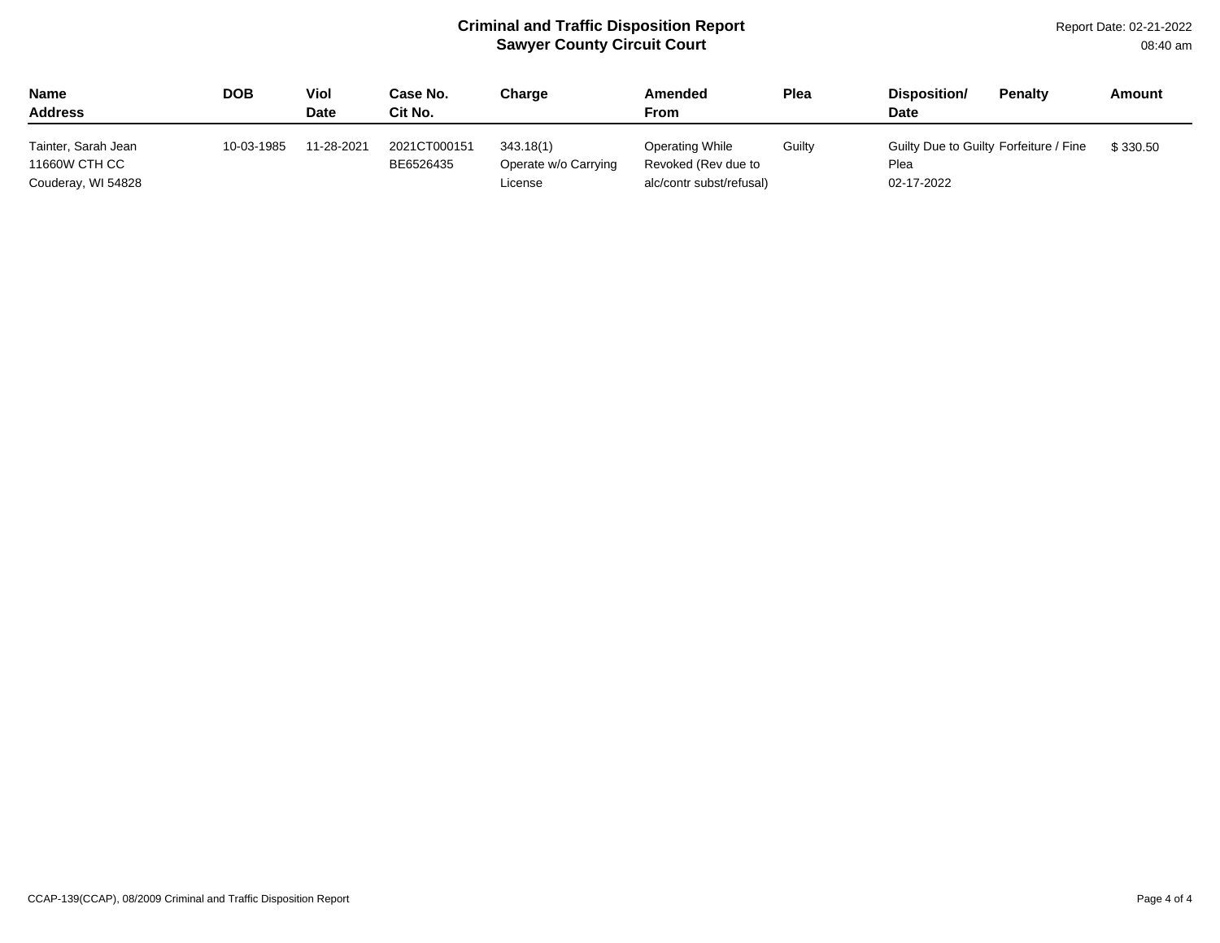# Criminal and Traffic Disposition Report
## Sawyer County Circuit Court

Report Date: 02-21-2022 08:40 am

| Name<br>Address | DOB | Viol<br>Date | Case No.<br>Cit No. | Charge | Amended<br>From | Plea | Disposition/<br>Date | Penalty | Amount |
|---|---|---|---|---|---|---|---|---|---|
| Tainter, Sarah Jean<br>11660W CTH CC<br>Couderay, WI 54828 | 10-03-1985 | 11-28-2021 | 2021CT000151<br>BE6526435 | 343.18(1)<br>Operate w/o Carrying License | Operating While Revoked (Rev due to alc/contr subst/refusal) | Guilty | Guilty Due to Guilty Plea<br>02-17-2022 | Forfeiture / Fine | $ 330.50 |

CCAP-139(CCAP), 08/2009 Criminal and Traffic Disposition Report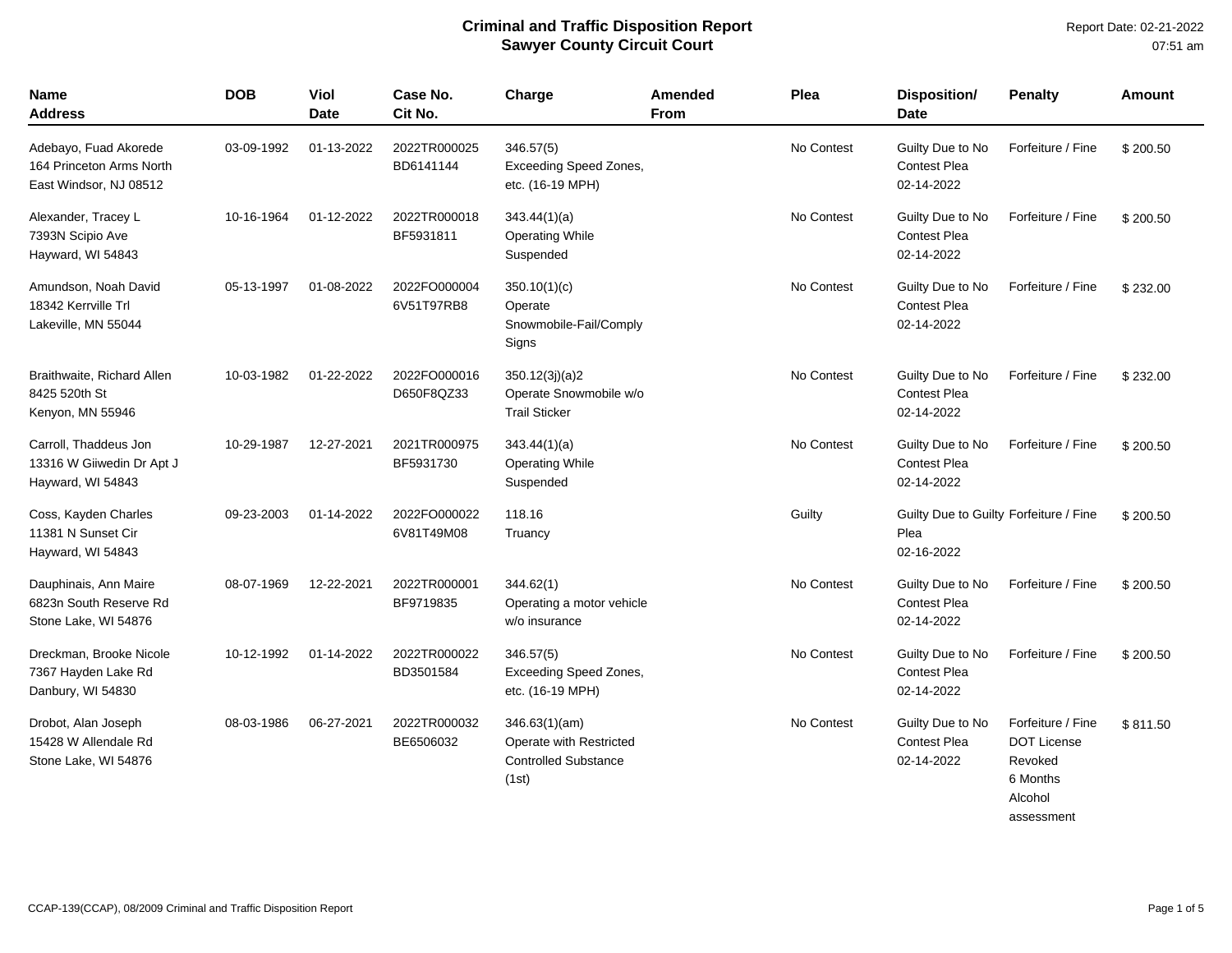# Criminal and Traffic Disposition Report
## Sawyer County Circuit Court

Report Date: 02-21-2022
07:51 am

| Name<br>Address | DOB | Viol Date | Case No.<br>Cit No. | Charge | Amended From | Plea | Disposition/<br>Date | Penalty | Amount |
|---|---|---|---|---|---|---|---|---|---|
| Adebayo, Fuad Akorede<br>164 Princeton Arms North<br>East Windsor, NJ 08512 | 03-09-1992 | 01-13-2022 | 2022TR000025<br>BD6141144 | 346.57(5)<br>Exceeding Speed Zones, etc. (16-19 MPH) | | No Contest | Guilty Due to No Contest Plea<br>02-14-2022 | Forfeiture / Fine | $ 200.50 |
| Alexander, Tracey L<br>7393N Scipio Ave<br>Hayward, WI 54843 | 10-16-1964 | 01-12-2022 | 2022TR000018<br>BF5931811 | 343.44(1)(a)<br>Operating While Suspended | | No Contest | Guilty Due to No Contest Plea<br>02-14-2022 | Forfeiture / Fine | $ 200.50 |
| Amundson, Noah David<br>18342 Kerrville Trl<br>Lakeville, MN 55044 | 05-13-1997 | 01-08-2022 | 2022FO000004<br>6V51T97RB8 | 350.10(1)(c)<br>Operate Snowmobile-Fail/Comply Signs | | No Contest | Guilty Due to No Contest Plea<br>02-14-2022 | Forfeiture / Fine | $ 232.00 |
| Braithwaite, Richard Allen<br>8425 520th St<br>Kenyon, MN 55946 | 10-03-1982 | 01-22-2022 | 2022FO000016<br>D650F8QZ33 | 350.12(3j)(a)2<br>Operate Snowmobile w/o Trail Sticker | | No Contest | Guilty Due to No Contest Plea<br>02-14-2022 | Forfeiture / Fine | $ 232.00 |
| Carroll, Thaddeus Jon<br>13316 W Giiwedin Dr Apt J<br>Hayward, WI 54843 | 10-29-1987 | 12-27-2021 | 2021TR000975<br>BF5931730 | 343.44(1)(a)<br>Operating While Suspended | | No Contest | Guilty Due to No Contest Plea<br>02-14-2022 | Forfeiture / Fine | $ 200.50 |
| Coss, Kayden Charles<br>11381 N Sunset Cir<br>Hayward, WI 54843 | 09-23-2003 | 01-14-2022 | 2022FO000022<br>6V81T49M08 | 118.16<br>Truancy | | Guilty | Guilty Due to Guilty Plea<br>02-16-2022 | Forfeiture / Fine | $ 200.50 |
| Dauphinais, Ann Maire<br>6823n South Reserve Rd<br>Stone Lake, WI 54876 | 08-07-1969 | 12-22-2021 | 2022TR000001<br>BF9719835 | 344.62(1)<br>Operating a motor vehicle w/o insurance | | No Contest | Guilty Due to No Contest Plea<br>02-14-2022 | Forfeiture / Fine | $ 200.50 |
| Dreckman, Brooke Nicole<br>7367 Hayden Lake Rd<br>Danbury, WI 54830 | 10-12-1992 | 01-14-2022 | 2022TR000022<br>BD3501584 | 346.57(5)<br>Exceeding Speed Zones, etc. (16-19 MPH) | | No Contest | Guilty Due to No Contest Plea<br>02-14-2022 | Forfeiture / Fine | $ 200.50 |
| Drobot, Alan Joseph<br>15428 W Allendale Rd<br>Stone Lake, WI 54876 | 08-03-1986 | 06-27-2021 | 2022TR000032<br>BE6506032 | 346.63(1)(am)<br>Operate with Restricted Controlled Substance (1st) | | No Contest | Guilty Due to No Contest Plea<br>02-14-2022 | Forfeiture / Fine<br>DOT License Revoked<br>6 Months<br>Alcohol assessment | $ 811.50 |

CCAP-139(CCAP), 08/2009 Criminal and Traffic Disposition Report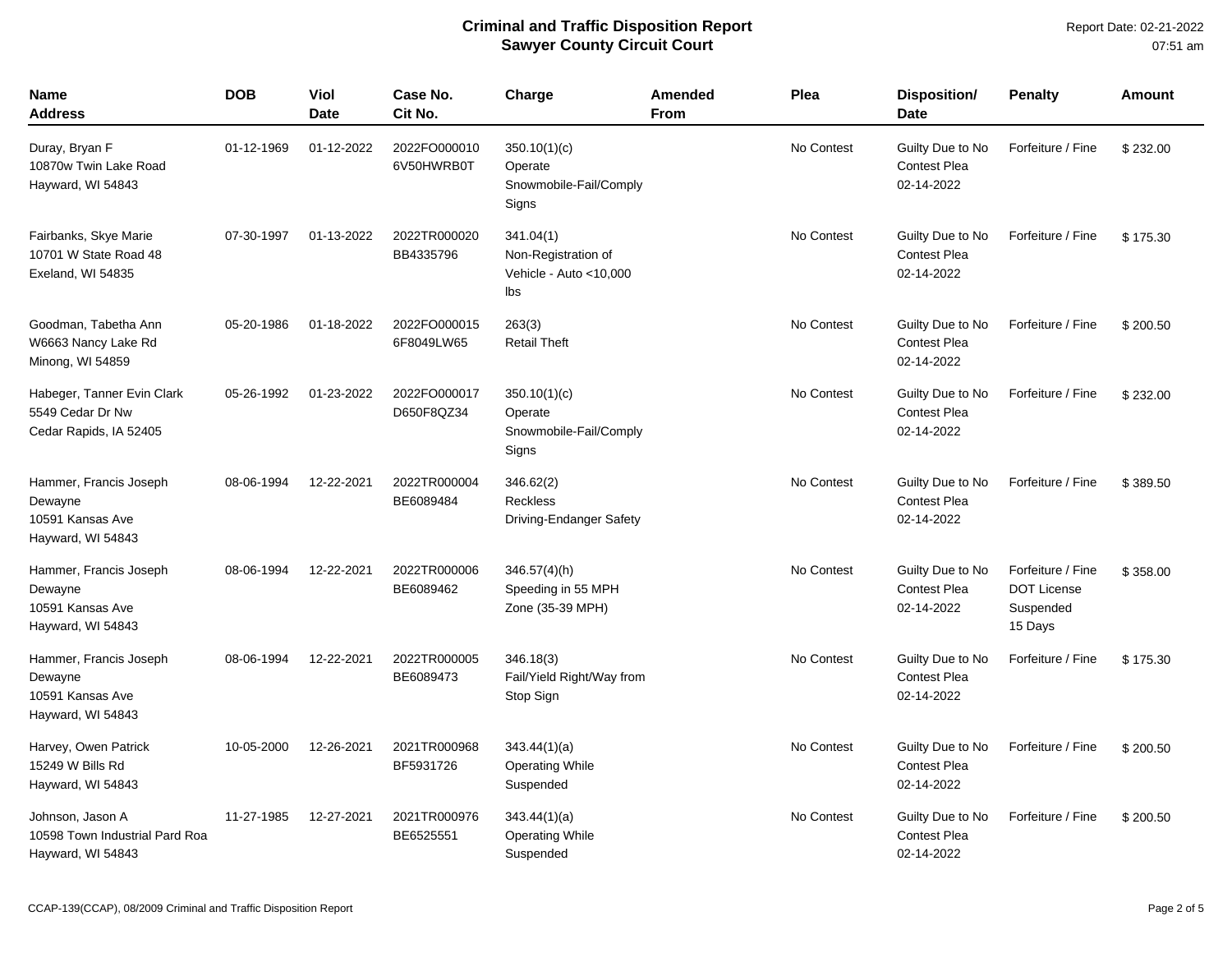# Criminal and Traffic Disposition Report
## Sawyer County Circuit Court

Report Date: 02-21-2022
07:51 am

| Name<br>Address | DOB | Viol<br>Date | Case No.<br>Cit No. | Charge | Amended<br>From | Plea | Disposition/<br>Date | Penalty | Amount |
|---|---|---|---|---|---|---|---|---|---|
| Duray, Bryan F<br>10870w Twin Lake Road<br>Hayward, WI 54843 | 01-12-1969 | 01-12-2022 | 2022FO000010<br>6V50HWRB0T | 350.10(1)(c)<br>Operate Snowmobile-Fail/Comply Signs | | No Contest | Guilty Due to No Contest Plea<br>02-14-2022 | Forfeiture / Fine | $ 232.00 |
| Fairbanks, Skye Marie<br>10701 W State Road 48<br>Exeland, WI 54835 | 07-30-1997 | 01-13-2022 | 2022TR000020<br>BB4335796 | 341.04(1)<br>Non-Registration of Vehicle - Auto <10,000 lbs | | No Contest | Guilty Due to No Contest Plea<br>02-14-2022 | Forfeiture / Fine | $ 175.30 |
| Goodman, Tabetha Ann<br>W6663 Nancy Lake Rd<br>Minong, WI 54859 | 05-20-1986 | 01-18-2022 | 2022FO000015<br>6F8049LW65 | 263(3)<br>Retail Theft | | No Contest | Guilty Due to No Contest Plea<br>02-14-2022 | Forfeiture / Fine | $ 200.50 |
| Habeger, Tanner Evin Clark<br>5549 Cedar Dr Nw<br>Cedar Rapids, IA 52405 | 05-26-1992 | 01-23-2022 | 2022FO000017<br>D650F8QZ34 | 350.10(1)(c)<br>Operate Snowmobile-Fail/Comply Signs | | No Contest | Guilty Due to No Contest Plea<br>02-14-2022 | Forfeiture / Fine | $ 232.00 |
| Hammer, Francis Joseph Dewayne<br>10591 Kansas Ave<br>Hayward, WI 54843 | 08-06-1994 | 12-22-2021 | 2022TR000004<br>BE6089484 | 346.62(2)<br>Reckless Driving-Endanger Safety | | No Contest | Guilty Due to No Contest Plea<br>02-14-2022 | Forfeiture / Fine | $ 389.50 |
| Hammer, Francis Joseph Dewayne<br>10591 Kansas Ave<br>Hayward, WI 54843 | 08-06-1994 | 12-22-2021 | 2022TR000006<br>BE6089462 | 346.57(4)(h)<br>Speeding in 55 MPH Zone (35-39 MPH) | | No Contest | Guilty Due to No Contest Plea<br>02-14-2022 | Forfeiture / Fine<br>DOT License Suspended<br>15 Days | $ 358.00 |
| Hammer, Francis Joseph Dewayne<br>10591 Kansas Ave<br>Hayward, WI 54843 | 08-06-1994 | 12-22-2021 | 2022TR000005<br>BE6089473 | 346.18(3)<br>Fail/Yield Right/Way from Stop Sign | | No Contest | Guilty Due to No Contest Plea<br>02-14-2022 | Forfeiture / Fine | $ 175.30 |
| Harvey, Owen Patrick<br>15249 W Bills Rd<br>Hayward, WI 54843 | 10-05-2000 | 12-26-2021 | 2021TR000968<br>BF5931726 | 343.44(1)(a)<br>Operating While Suspended | | No Contest | Guilty Due to No Contest Plea<br>02-14-2022 | Forfeiture / Fine | $ 200.50 |
| Johnson, Jason A<br>10598 Town Industrial Pard Roa<br>Hayward, WI 54843 | 11-27-1985 | 12-27-2021 | 2021TR000976<br>BE6525551 | 343.44(1)(a)<br>Operating While Suspended | | No Contest | Guilty Due to No Contest Plea<br>02-14-2022 | Forfeiture / Fine | $ 200.50 |

CCAP-139(CCAP), 08/2009 Criminal and Traffic Disposition Report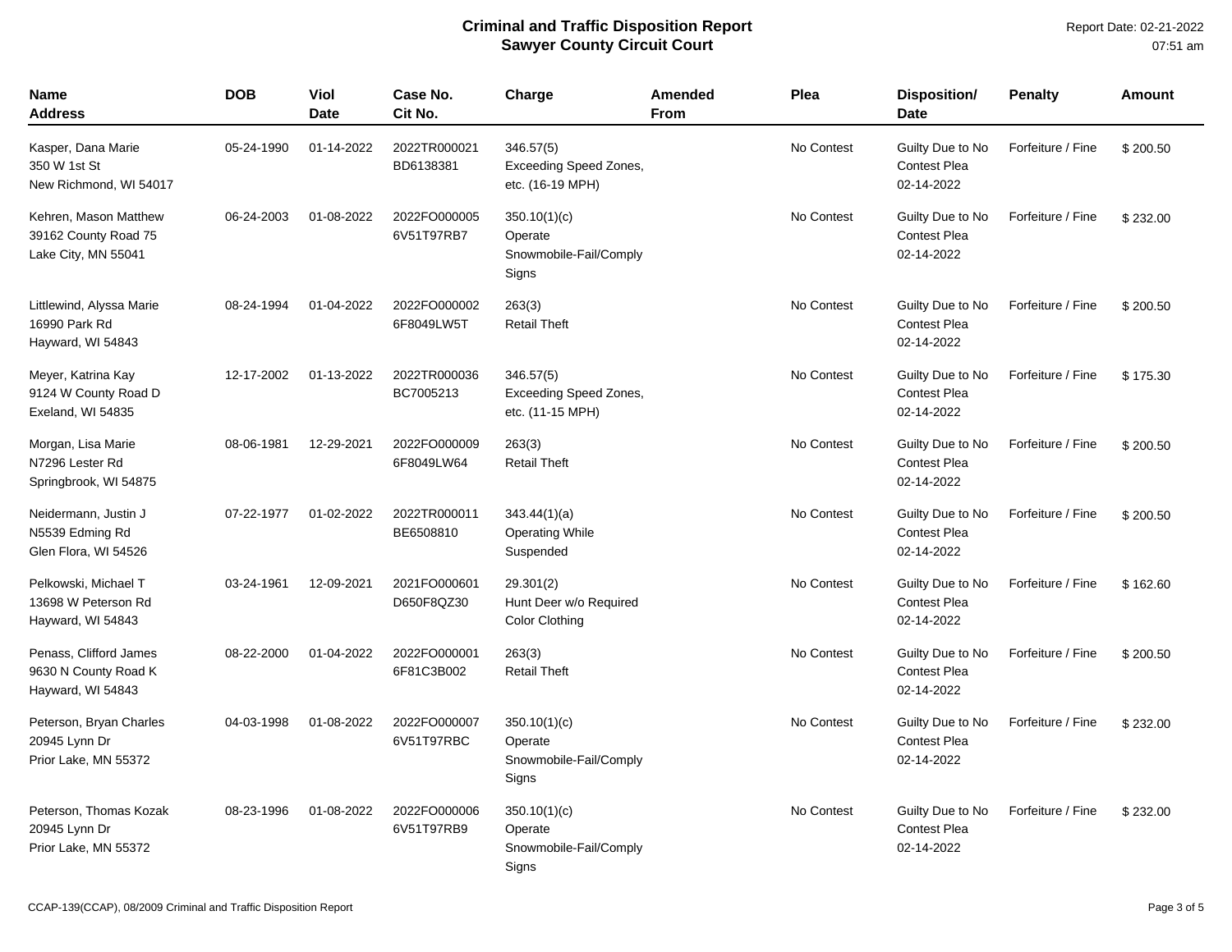# Criminal and Traffic Disposition Report
## Sawyer County Circuit Court

Report Date: 02-21-2022
07:51 am

| Name<br>Address | DOB | Viol<br>Date | Case No.<br>Cit No. | Charge | Amended<br>From | Plea | Disposition/<br>Date | Penalty | Amount |
|---|---|---|---|---|---|---|---|---|---|
| Kasper, Dana Marie<br>350 W 1st St<br>New Richmond, WI 54017 | 05-24-1990 | 01-14-2022 | 2022TR000021<br>BD6138381 | 346.57(5)<br>Exceeding Speed Zones, etc. (16-19 MPH) | | No Contest | Guilty Due to No Contest Plea<br>02-14-2022 | Forfeiture / Fine | $ 200.50 |
| Kehren, Mason Matthew<br>39162 County Road 75<br>Lake City, MN 55041 | 06-24-2003 | 01-08-2022 | 2022FO000005<br>6V51T97RB7 | 350.10(1)(c)<br>Operate Snowmobile-Fail/Comply Signs | | No Contest | Guilty Due to No Contest Plea<br>02-14-2022 | Forfeiture / Fine | $ 232.00 |
| Littlewind, Alyssa Marie<br>16990 Park Rd<br>Hayward, WI 54843 | 08-24-1994 | 01-04-2022 | 2022FO000002<br>6F8049LW5T | 263(3)<br>Retail Theft | | No Contest | Guilty Due to No Contest Plea<br>02-14-2022 | Forfeiture / Fine | $ 200.50 |
| Meyer, Katrina Kay<br>9124 W County Road D<br>Exeland, WI 54835 | 12-17-2002 | 01-13-2022 | 2022TR000036<br>BC7005213 | 346.57(5)<br>Exceeding Speed Zones, etc. (11-15 MPH) | | No Contest | Guilty Due to No Contest Plea<br>02-14-2022 | Forfeiture / Fine | $ 175.30 |
| Morgan, Lisa Marie<br>N7296 Lester Rd<br>Springbrook, WI 54875 | 08-06-1981 | 12-29-2021 | 2022FO000009<br>6F8049LW64 | 263(3)<br>Retail Theft | | No Contest | Guilty Due to No Contest Plea<br>02-14-2022 | Forfeiture / Fine | $ 200.50 |
| Neidermann, Justin J<br>N5539 Edming Rd<br>Glen Flora, WI 54526 | 07-22-1977 | 01-02-2022 | 2022TR000011<br>BE6508810 | 343.44(1)(a)<br>Operating While Suspended | | No Contest | Guilty Due to No Contest Plea<br>02-14-2022 | Forfeiture / Fine | $ 200.50 |
| Pelkowski, Michael T<br>13698 W Peterson Rd<br>Hayward, WI 54843 | 03-24-1961 | 12-09-2021 | 2021FO000601<br>D650F8QZ30 | 29.301(2)<br>Hunt Deer w/o Required Color Clothing | | No Contest | Guilty Due to No Contest Plea<br>02-14-2022 | Forfeiture / Fine | $ 162.60 |
| Penass, Clifford James<br>9630 N County Road K<br>Hayward, WI 54843 | 08-22-2000 | 01-04-2022 | 2022FO000001<br>6F81C3B002 | 263(3)<br>Retail Theft | | No Contest | Guilty Due to No Contest Plea<br>02-14-2022 | Forfeiture / Fine | $ 200.50 |
| Peterson, Bryan Charles<br>20945 Lynn Dr<br>Prior Lake, MN 55372 | 04-03-1998 | 01-08-2022 | 2022FO000007<br>6V51T97RBC | 350.10(1)(c)<br>Operate Snowmobile-Fail/Comply Signs | | No Contest | Guilty Due to No Contest Plea<br>02-14-2022 | Forfeiture / Fine | $ 232.00 |
| Peterson, Thomas Kozak<br>20945 Lynn Dr<br>Prior Lake, MN 55372 | 08-23-1996 | 01-08-2022 | 2022FO000006<br>6V51T97RB9 | 350.10(1)(c)<br>Operate Snowmobile-Fail/Comply Signs | | No Contest | Guilty Due to No Contest Plea<br>02-14-2022 | Forfeiture / Fine | $ 232.00 |

CCAP-139(CCAP), 08/2009 Criminal and Traffic Disposition Report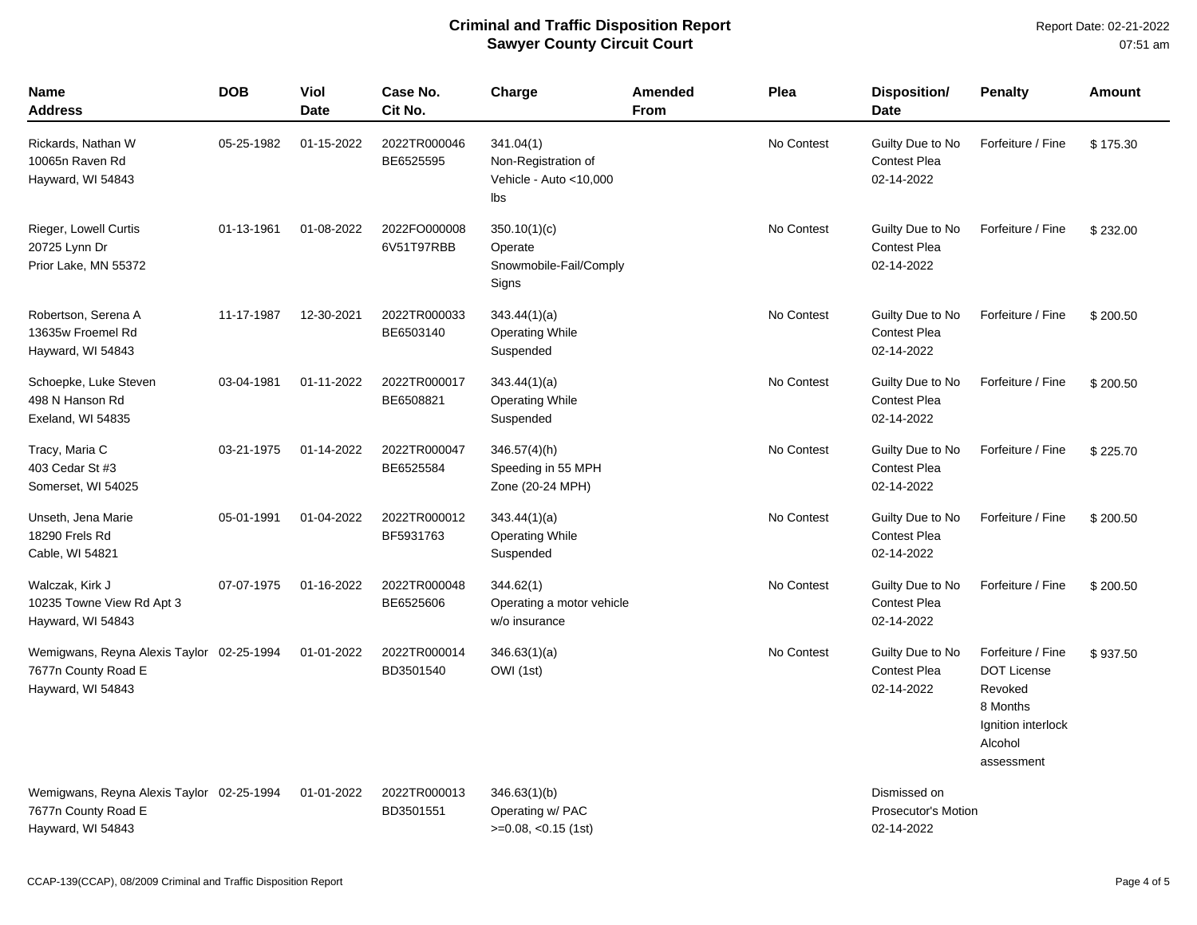# Criminal and Traffic Disposition Report
## Sawyer County Circuit Court

Report Date: 02-21-2022
07:51 am

| Name<br>Address | DOB | Viol Date | Case No.<br>Cit No. | Charge | Amended From | Plea | Disposition/<br>Date | Penalty | Amount |
|---|---|---|---|---|---|---|---|---|---|
| Rickards, Nathan W<br>10065n Raven Rd<br>Hayward, WI 54843 | 05-25-1982 | 01-15-2022 | 2022TR000046<br>BE6525595 | 341.04(1)<br>Non-Registration of Vehicle - Auto <10,000 lbs | | No Contest | Guilty Due to No Contest Plea<br>02-14-2022 | Forfeiture / Fine | $ 175.30 |
| Rieger, Lowell Curtis<br>20725 Lynn Dr<br>Prior Lake, MN 55372 | 01-13-1961 | 01-08-2022 | 2022FO000008<br>6V51T97RBB | 350.10(1)(c)<br>Operate Snowmobile-Fail/Comply Signs | | No Contest | Guilty Due to No Contest Plea<br>02-14-2022 | Forfeiture / Fine | $ 232.00 |
| Robertson, Serena A<br>13635w Froemel Rd<br>Hayward, WI 54843 | 11-17-1987 | 12-30-2021 | 2022TR000033<br>BE6503140 | 343.44(1)(a)<br>Operating While Suspended | | No Contest | Guilty Due to No Contest Plea<br>02-14-2022 | Forfeiture / Fine | $ 200.50 |
| Schoepke, Luke Steven<br>498 N Hanson Rd<br>Exeland, WI 54835 | 03-04-1981 | 01-11-2022 | 2022TR000017<br>BE6508821 | 343.44(1)(a)<br>Operating While Suspended | | No Contest | Guilty Due to No Contest Plea<br>02-14-2022 | Forfeiture / Fine | $ 200.50 |
| Tracy, Maria C<br>403 Cedar St #3<br>Somerset, WI 54025 | 03-21-1975 | 01-14-2022 | 2022TR000047<br>BE6525584 | 346.57(4)(h)<br>Speeding in 55 MPH Zone (20-24 MPH) | | No Contest | Guilty Due to No Contest Plea<br>02-14-2022 | Forfeiture / Fine | $ 225.70 |
| Unseth, Jena Marie<br>18290 Frels Rd<br>Cable, WI 54821 | 05-01-1991 | 01-04-2022 | 2022TR000012<br>BF5931763 | 343.44(1)(a)<br>Operating While Suspended | | No Contest | Guilty Due to No Contest Plea<br>02-14-2022 | Forfeiture / Fine | $ 200.50 |
| Walczak, Kirk J<br>10235 Towne View Rd Apt 3<br>Hayward, WI 54843 | 07-07-1975 | 01-16-2022 | 2022TR000048<br>BE6525606 | 344.62(1)<br>Operating a motor vehicle w/o insurance | | No Contest | Guilty Due to No Contest Plea<br>02-14-2022 | Forfeiture / Fine | $ 200.50 |
| Wemigwans, Reyna Alexis Taylor<br>7677n County Road E<br>Hayward, WI 54843 | 02-25-1994 | 01-01-2022 | 2022TR000014<br>BD3501540 | 346.63(1)(a)<br>OWI (1st) | | No Contest | Guilty Due to No Contest Plea<br>02-14-2022 | Forfeiture / Fine<br>DOT License Revoked<br>8 Months<br>Ignition interlock<br>Alcohol assessment | $ 937.50 |
| Wemigwans, Reyna Alexis Taylor<br>7677n County Road E<br>Hayward, WI 54843 | 02-25-1994 | 01-01-2022 | 2022TR000013<br>BD3501551 | 346.63(1)(b)<br>Operating w/ PAC >=0.08, <0.15 (1st) | | | Dismissed on Prosecutor's Motion<br>02-14-2022 | | |

CCAP-139(CCAP), 08/2009 Criminal and Traffic Disposition Report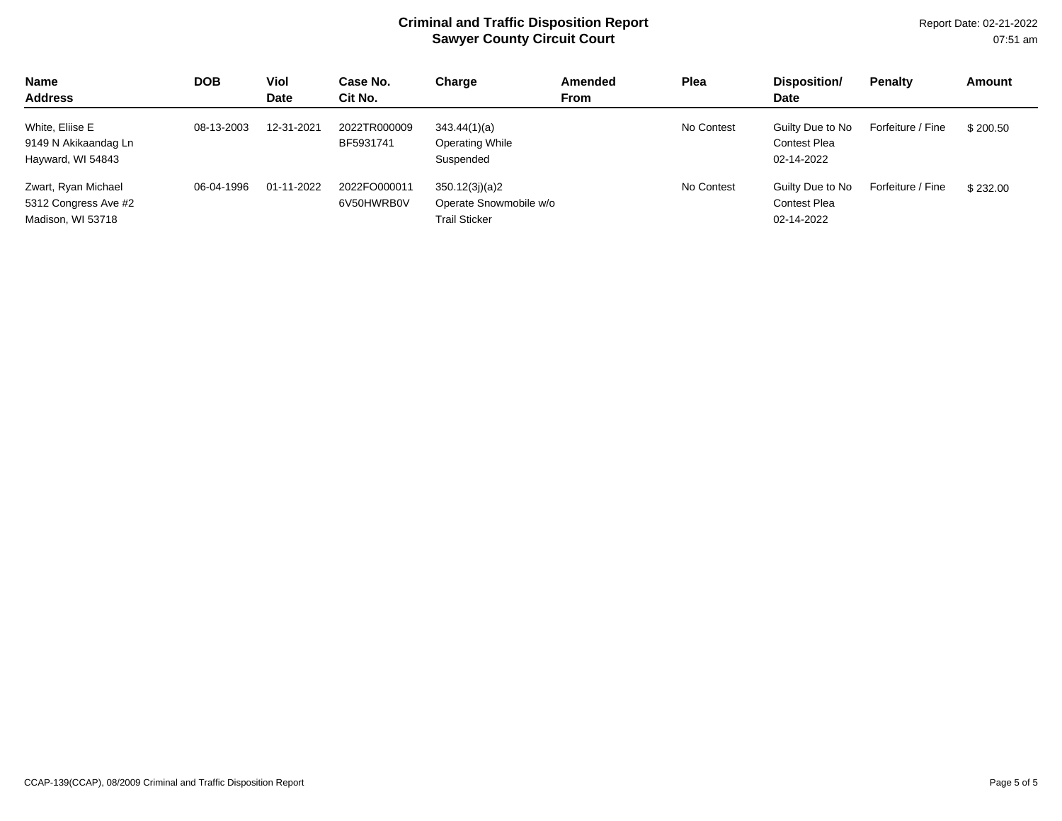# Criminal and Traffic Disposition Report
## Sawyer County Circuit Court

Report Date: 02-21-2022
07:51 am

| Name<br>Address | DOB | Viol Date | Case No.<br>Cit No. | Charge | Amended From | Plea | Disposition/<br>Date | Penalty | Amount |
|---|---|---|---|---|---|---|---|---|---|
| White, Eliise E<br>9149 N Akikaandag Ln<br>Hayward, WI 54843 | 08-13-2003 | 12-31-2021 | 2022TR000009<br>BF5931741 | 343.44(1)(a)<br>Operating While Suspended | | No Contest | Guilty Due to No Contest Plea<br>02-14-2022 | Forfeiture / Fine | $ 200.50 |
| Zwart, Ryan Michael<br>5312 Congress Ave #2<br>Madison, WI 53718 | 06-04-1996 | 01-11-2022 | 2022FO000011<br>6V50HWRB0V | 350.12(3j)(a)2<br>Operate Snowmobile w/o Trail Sticker | | No Contest | Guilty Due to No Contest Plea<br>02-14-2022 | Forfeiture / Fine | $ 232.00 |

CCAP-139(CCAP), 08/2009 Criminal and Traffic Disposition Report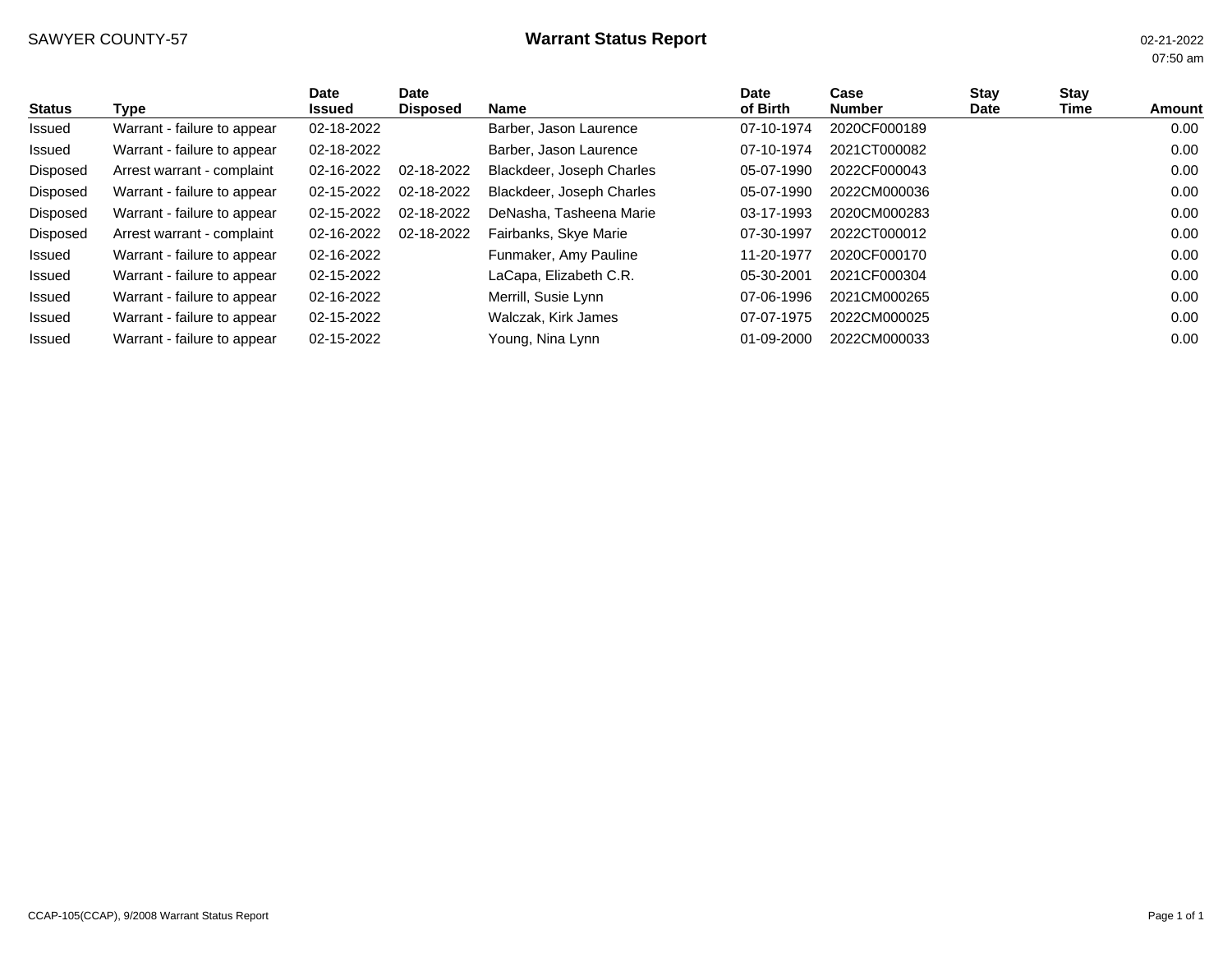SAWYER COUNTY-57

# Warrant Status Report

02-21-2022
07:50 am

| Status | Type | Date Issued | Date Disposed | Name | Date of Birth | Case Number | Stay Date | Stay Time | Amount |
|---|---|---|---|---|---|---|---|---|---|
| Issued | Warrant - failure to appear | 02-18-2022 | | Barber, Jason Laurence | 07-10-1974 | 2020CF000189 | | | 0.00 |
| Issued | Warrant - failure to appear | 02-18-2022 | | Barber, Jason Laurence | 07-10-1974 | 2021CT000082 | | | 0.00 |
| Disposed | Arrest warrant - complaint | 02-16-2022 | 02-18-2022 | Blackdeer, Joseph Charles | 05-07-1990 | 2022CF000043 | | | 0.00 |
| Disposed | Warrant - failure to appear | 02-15-2022 | 02-18-2022 | Blackdeer, Joseph Charles | 05-07-1990 | 2022CM000036 | | | 0.00 |
| Disposed | Warrant - failure to appear | 02-15-2022 | 02-18-2022 | DeNasha, Tasheena Marie | 03-17-1993 | 2020CM000283 | | | 0.00 |
| Disposed | Arrest warrant - complaint | 02-16-2022 | 02-18-2022 | Fairbanks, Skye Marie | 07-30-1997 | 2022CT000012 | | | 0.00 |
| Issued | Warrant - failure to appear | 02-16-2022 | | Funmaker, Amy Pauline | 11-20-1977 | 2020CF000170 | | | 0.00 |
| Issued | Warrant - failure to appear | 02-15-2022 | | LaCapa, Elizabeth C.R. | 05-30-2001 | 2021CF000304 | | | 0.00 |
| Issued | Warrant - failure to appear | 02-16-2022 | | Merrill, Susie Lynn | 07-06-1996 | 2021CM000265 | | | 0.00 |
| Issued | Warrant - failure to appear | 02-15-2022 | | Walczak, Kirk James | 07-07-1975 | 2022CM000025 | | | 0.00 |
| Issued | Warrant - failure to appear | 02-15-2022 | | Young, Nina Lynn | 01-09-2000 | 2022CM000033 | | | 0.00 |

CCAP-105(CCAP), 9/2008 Warrant Status Report